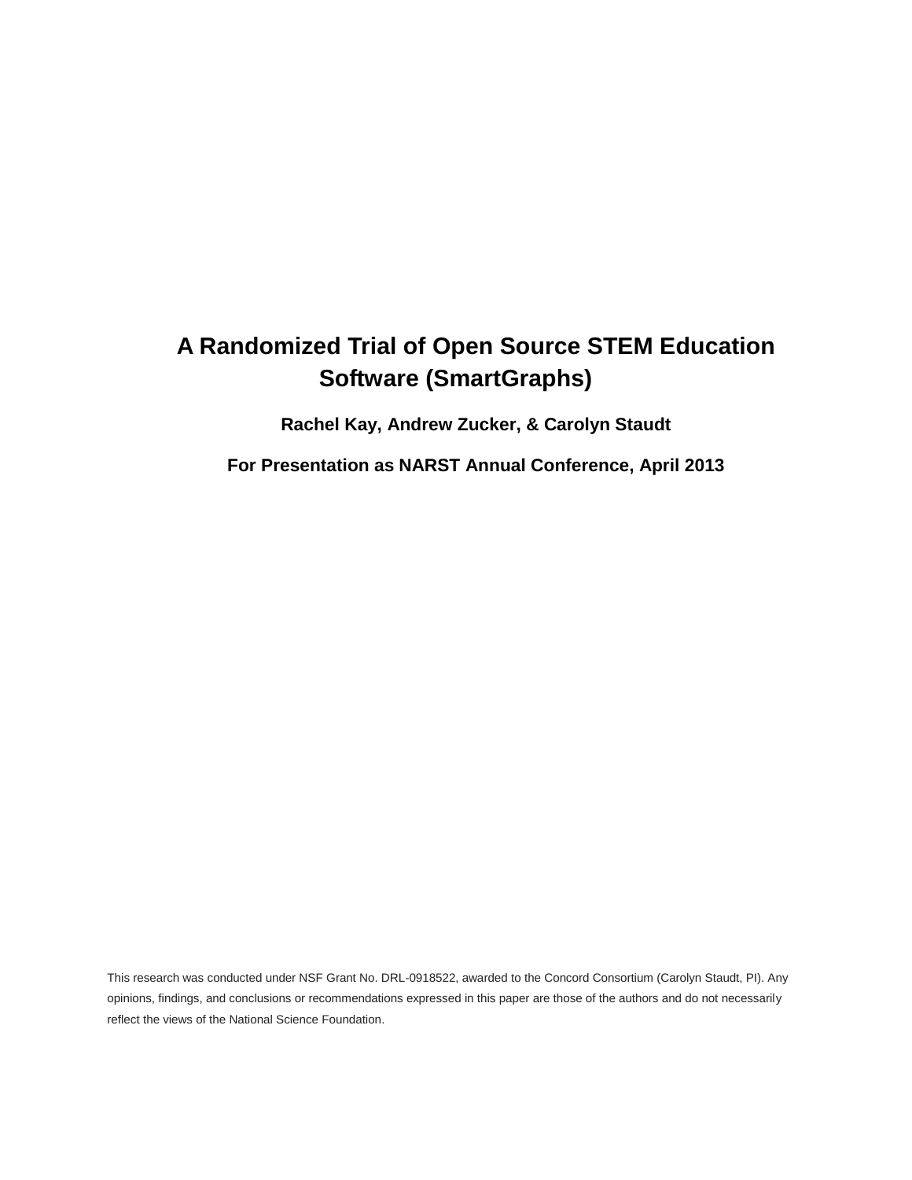# A Randomized Trial of Open Source STEM Education Software (SmartGraphs)

**Rachel Kay, Andrew Zucker, & Carolyn Staudt**

**For Presentation as NARST Annual Conference, April 2013**

This research was conducted under NSF Grant No. DRL-0918522, awarded to the Concord Consortium (Carolyn Staudt, PI). Any opinions, findings, and conclusions or recommendations expressed in this paper are those of the authors and do not necessarily reflect the views of the National Science Foundation.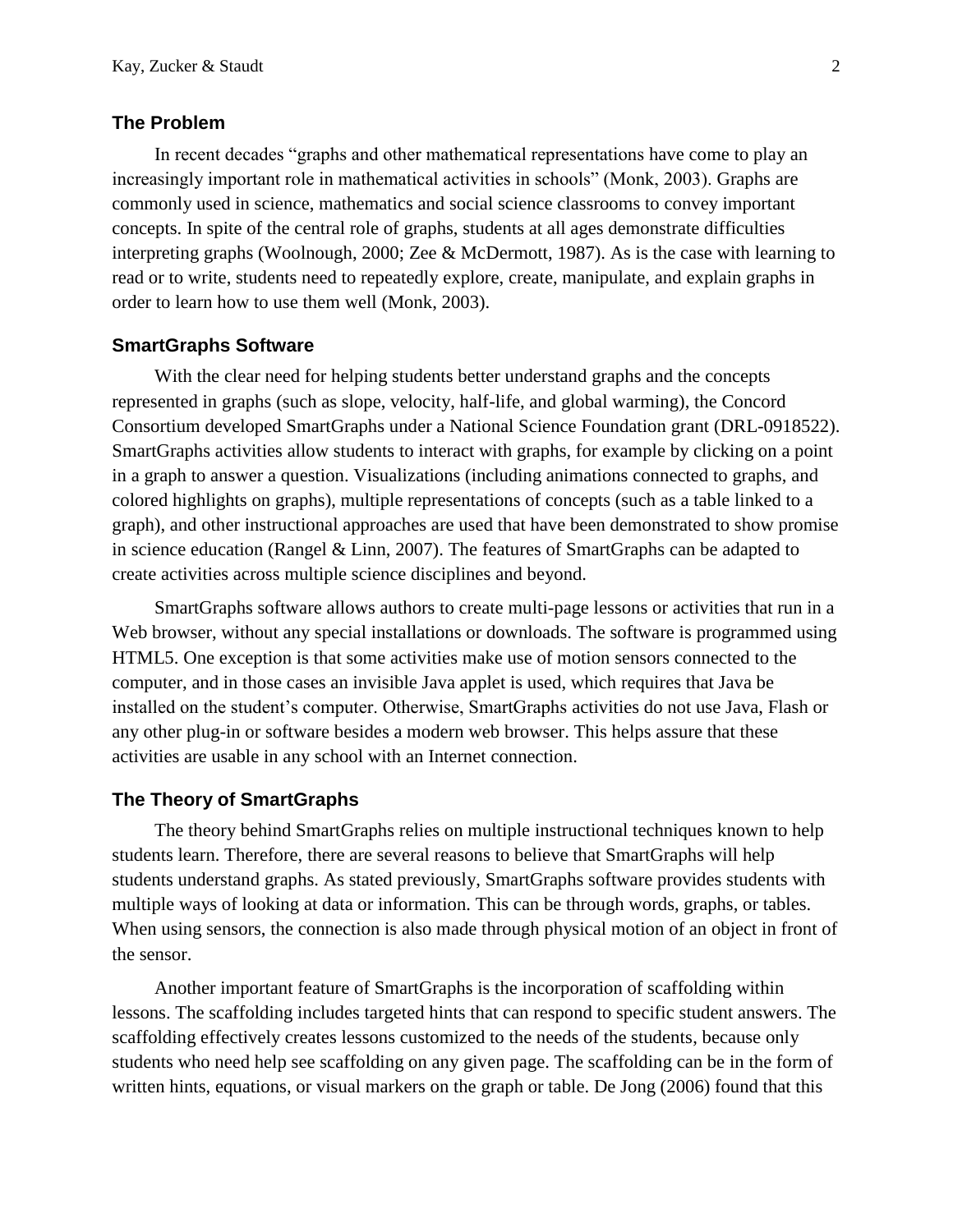## The Problem

In recent decades "graphs and other mathematical representations have come to play an increasingly important role in mathematical activities in schools" (Monk, 2003). Graphs are commonly used in science, mathematics and social science classrooms to convey important concepts. In spite of the central role of graphs, students at all ages demonstrate difficulties interpreting graphs (Woolnough, 2000; Zee & McDermott, 1987). As is the case with learning to read or to write, students need to repeatedly explore, create, manipulate, and explain graphs in order to learn how to use them well (Monk, 2003).

## SmartGraphs Software

With the clear need for helping students better understand graphs and the concepts represented in graphs (such as slope, velocity, half-life, and global warming), the Concord Consortium developed SmartGraphs under a National Science Foundation grant (DRL-0918522). SmartGraphs activities allow students to interact with graphs, for example by clicking on a point in a graph to answer a question. Visualizations (including animations connected to graphs, and colored highlights on graphs), multiple representations of concepts (such as a table linked to a graph), and other instructional approaches are used that have been demonstrated to show promise in science education (Rangel & Linn, 2007). The features of SmartGraphs can be adapted to create activities across multiple science disciplines and beyond.

SmartGraphs software allows authors to create multi-page lessons or activities that run in a Web browser, without any special installations or downloads. The software is programmed using HTML5. One exception is that some activities make use of motion sensors connected to the computer, and in those cases an invisible Java applet is used, which requires that Java be installed on the student's computer. Otherwise, SmartGraphs activities do not use Java, Flash or any other plug-in or software besides a modern web browser. This helps assure that these activities are usable in any school with an Internet connection.

## The Theory of SmartGraphs

The theory behind SmartGraphs relies on multiple instructional techniques known to help students learn. Therefore, there are several reasons to believe that SmartGraphs will help students understand graphs. As stated previously, SmartGraphs software provides students with multiple ways of looking at data or information. This can be through words, graphs, or tables. When using sensors, the connection is also made through physical motion of an object in front of the sensor.

Another important feature of SmartGraphs is the incorporation of scaffolding within lessons. The scaffolding includes targeted hints that can respond to specific student answers. The scaffolding effectively creates lessons customized to the needs of the students, because only students who need help see scaffolding on any given page. The scaffolding can be in the form of written hints, equations, or visual markers on the graph or table. De Jong (2006) found that this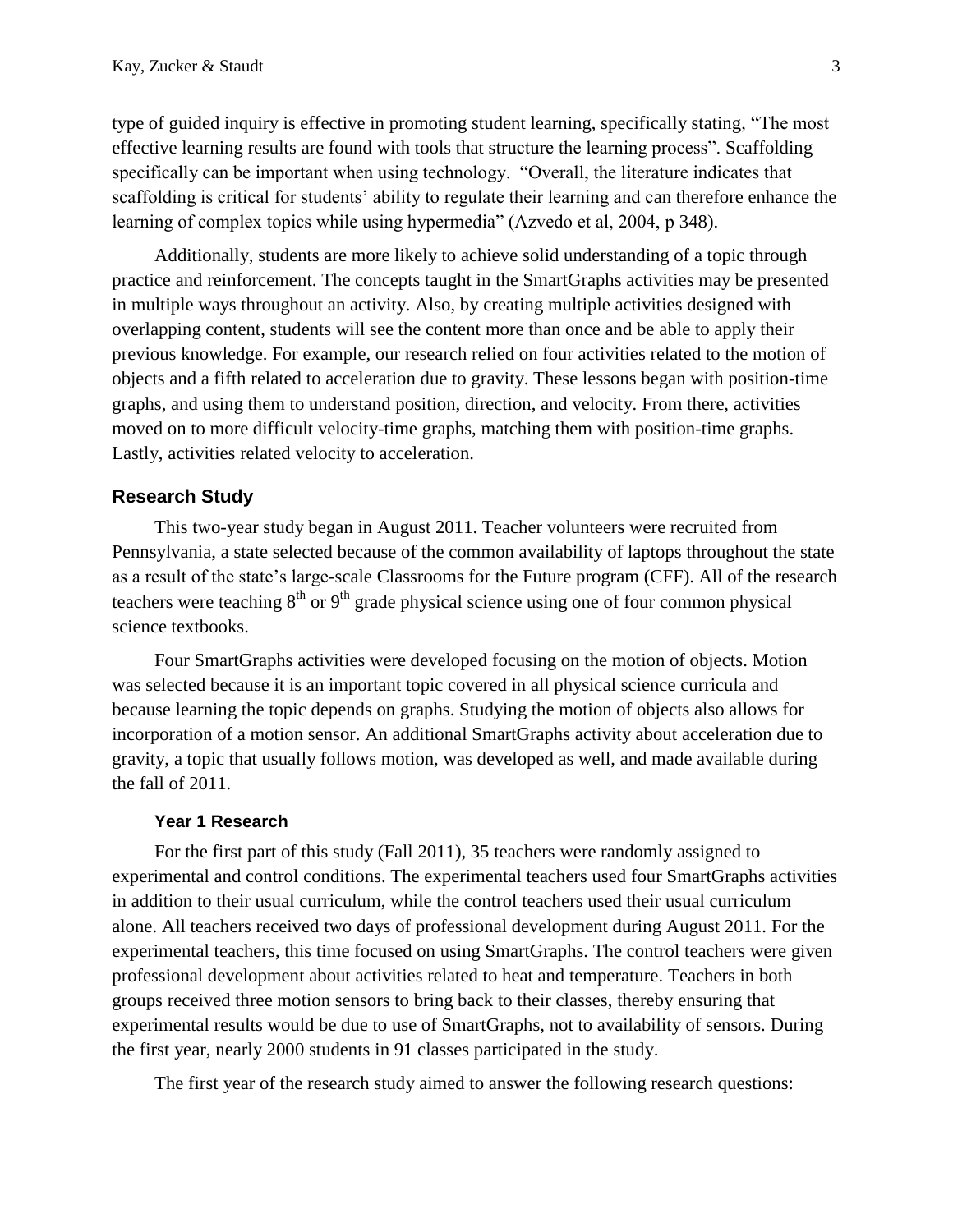type of guided inquiry is effective in promoting student learning, specifically stating, "The most effective learning results are found with tools that structure the learning process". Scaffolding specifically can be important when using technology. "Overall, the literature indicates that scaffolding is critical for students' ability to regulate their learning and can therefore enhance the learning of complex topics while using hypermedia" (Azvedo et al, 2004, p 348).

Additionally, students are more likely to achieve solid understanding of a topic through practice and reinforcement. The concepts taught in the SmartGraphs activities may be presented in multiple ways throughout an activity. Also, by creating multiple activities designed with overlapping content, students will see the content more than once and be able to apply their previous knowledge. For example, our research relied on four activities related to the motion of objects and a fifth related to acceleration due to gravity. These lessons began with position-time graphs, and using them to understand position, direction, and velocity. From there, activities moved on to more difficult velocity-time graphs, matching them with position-time graphs. Lastly, activities related velocity to acceleration.

## Research Study

This two-year study began in August 2011. Teacher volunteers were recruited from Pennsylvania, a state selected because of the common availability of laptops throughout the state as a result of the state's large-scale Classrooms for the Future program (CFF). All of the research teachers were teaching 8th or 9th grade physical science using one of four common physical science textbooks.

Four SmartGraphs activities were developed focusing on the motion of objects. Motion was selected because it is an important topic covered in all physical science curricula and because learning the topic depends on graphs. Studying the motion of objects also allows for incorporation of a motion sensor. An additional SmartGraphs activity about acceleration due to gravity, a topic that usually follows motion, was developed as well, and made available during the fall of 2011.

### Year 1 Research

For the first part of this study (Fall 2011), 35 teachers were randomly assigned to experimental and control conditions. The experimental teachers used four SmartGraphs activities in addition to their usual curriculum, while the control teachers used their usual curriculum alone. All teachers received two days of professional development during August 2011. For the experimental teachers, this time focused on using SmartGraphs. The control teachers were given professional development about activities related to heat and temperature. Teachers in both groups received three motion sensors to bring back to their classes, thereby ensuring that experimental results would be due to use of SmartGraphs, not to availability of sensors. During the first year, nearly 2000 students in 91 classes participated in the study.

The first year of the research study aimed to answer the following research questions: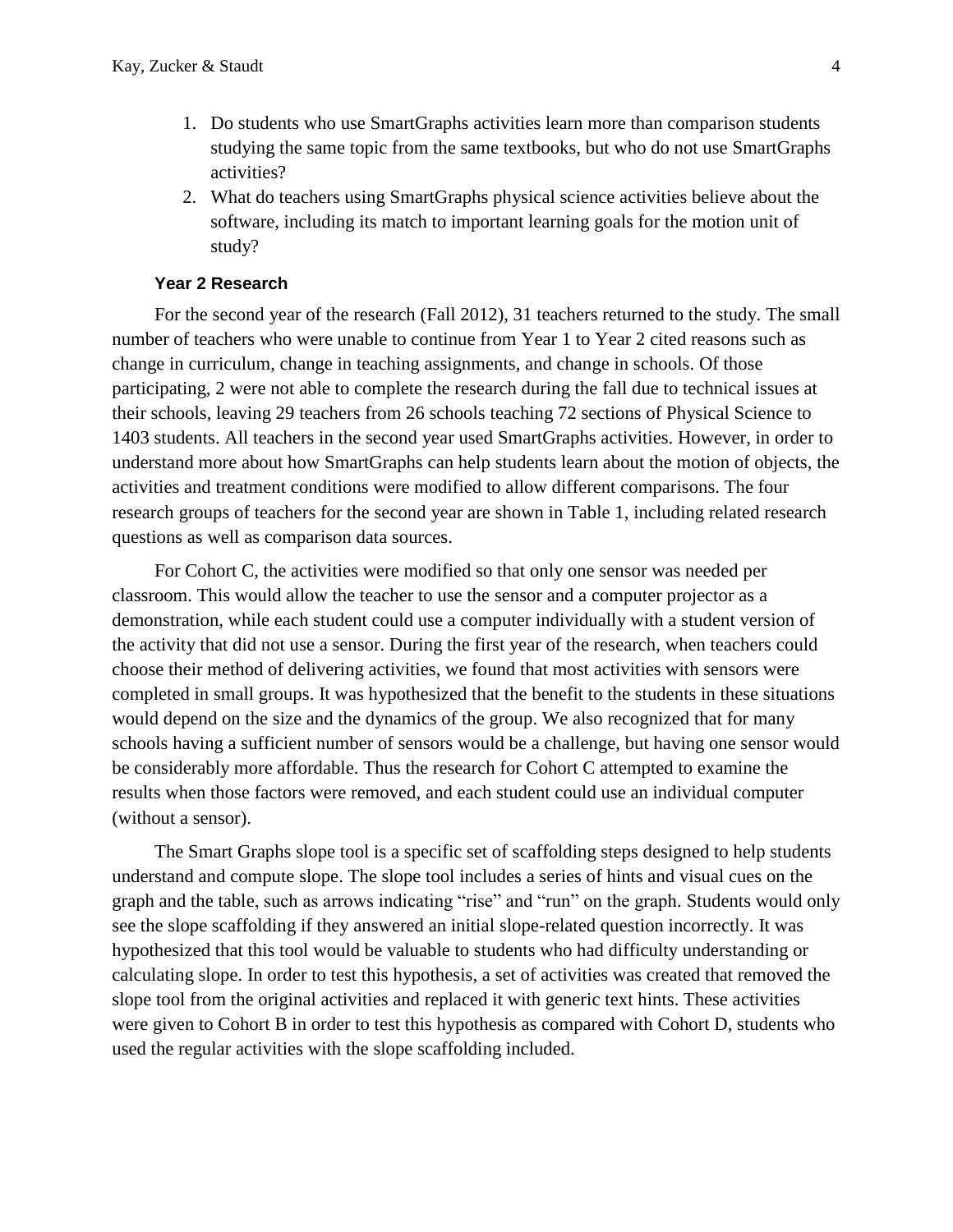1. Do students who use SmartGraphs activities learn more than comparison students studying the same topic from the same textbooks, but who do not use SmartGraphs activities?
2. What do teachers using SmartGraphs physical science activities believe about the software, including its match to important learning goals for the motion unit of study?

### Year 2 Research

For the second year of the research (Fall 2012), 31 teachers returned to the study. The small number of teachers who were unable to continue from Year 1 to Year 2 cited reasons such as change in curriculum, change in teaching assignments, and change in schools. Of those participating, 2 were not able to complete the research during the fall due to technical issues at their schools, leaving 29 teachers from 26 schools teaching 72 sections of Physical Science to 1403 students. All teachers in the second year used SmartGraphs activities. However, in order to understand more about how SmartGraphs can help students learn about the motion of objects, the activities and treatment conditions were modified to allow different comparisons. The four research groups of teachers for the second year are shown in Table 1, including related research questions as well as comparison data sources.

For Cohort C, the activities were modified so that only one sensor was needed per classroom. This would allow the teacher to use the sensor and a computer projector as a demonstration, while each student could use a computer individually with a student version of the activity that did not use a sensor. During the first year of the research, when teachers could choose their method of delivering activities, we found that most activities with sensors were completed in small groups. It was hypothesized that the benefit to the students in these situations would depend on the size and the dynamics of the group. We also recognized that for many schools having a sufficient number of sensors would be a challenge, but having one sensor would be considerably more affordable. Thus the research for Cohort C attempted to examine the results when those factors were removed, and each student could use an individual computer (without a sensor).

The Smart Graphs slope tool is a specific set of scaffolding steps designed to help students understand and compute slope. The slope tool includes a series of hints and visual cues on the graph and the table, such as arrows indicating "rise" and "run" on the graph. Students would only see the slope scaffolding if they answered an initial slope-related question incorrectly. It was hypothesized that this tool would be valuable to students who had difficulty understanding or calculating slope. In order to test this hypothesis, a set of activities was created that removed the slope tool from the original activities and replaced it with generic text hints. These activities were given to Cohort B in order to test this hypothesis as compared with Cohort D, students who used the regular activities with the slope scaffolding included.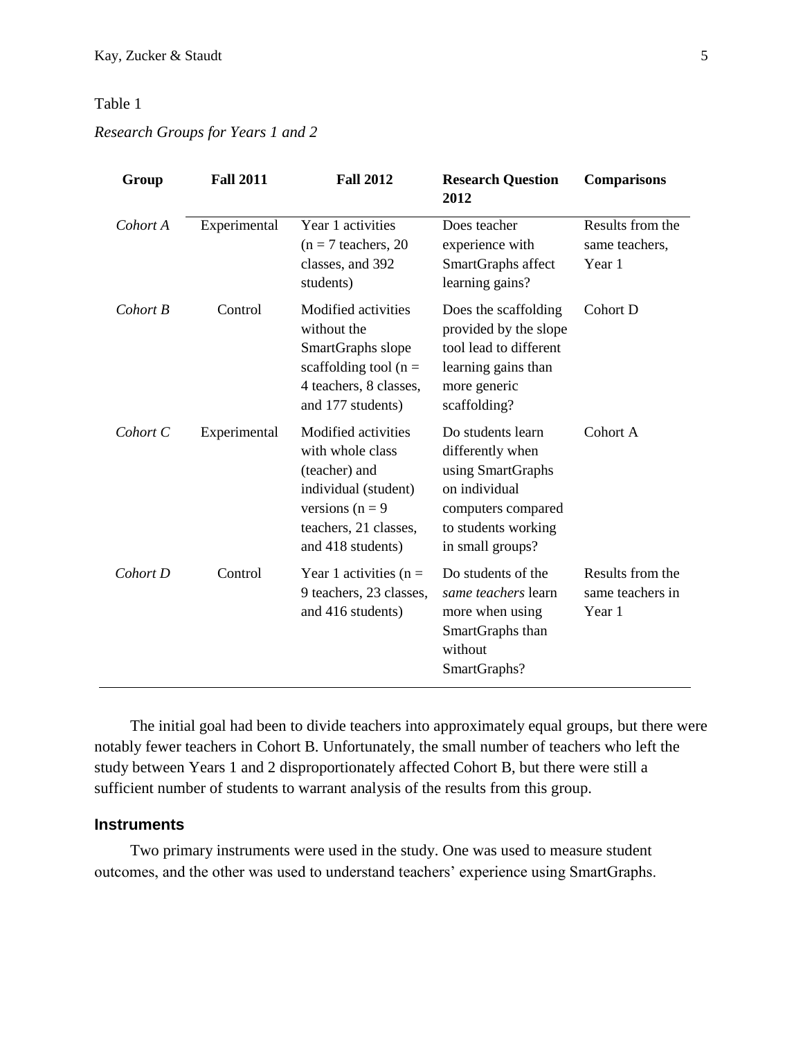Table 1

*Research Groups for Years 1 and 2*

| Group | Fall 2011 | Fall 2012 | Research Question 2012 | Comparisons |
|---|---|---|---|---|
| *Cohort A* | Experimental | Year 1 activities (n = 7 teachers, 20 classes, and 392 students) | Does teacher experience with SmartGraphs affect learning gains? | Results from the same teachers, Year 1 |
| *Cohort B* | Control | Modified activities without the SmartGraphs slope scaffolding tool (n = 4 teachers, 8 classes, and 177 students) | Does the scaffolding provided by the slope tool lead to different learning gains than more generic scaffolding? | Cohort D |
| *Cohort C* | Experimental | Modified activities with whole class (teacher) and individual (student) versions (n = 9 teachers, 21 classes, and 418 students) | Do students learn differently when using SmartGraphs on individual computers compared to students working in small groups? | Cohort A |
| *Cohort D* | Control | Year 1 activities (n = 9 teachers, 23 classes, and 416 students) | Do students of the *same teachers* learn more when using SmartGraphs than without SmartGraphs? | Results from the same teachers in Year 1 |

The initial goal had been to divide teachers into approximately equal groups, but there were notably fewer teachers in Cohort B. Unfortunately, the small number of teachers who left the study between Years 1 and 2 disproportionately affected Cohort B, but there were still a sufficient number of students to warrant analysis of the results from this group.

### Instruments

Two primary instruments were used in the study. One was used to measure student outcomes, and the other was used to understand teachers' experience using SmartGraphs.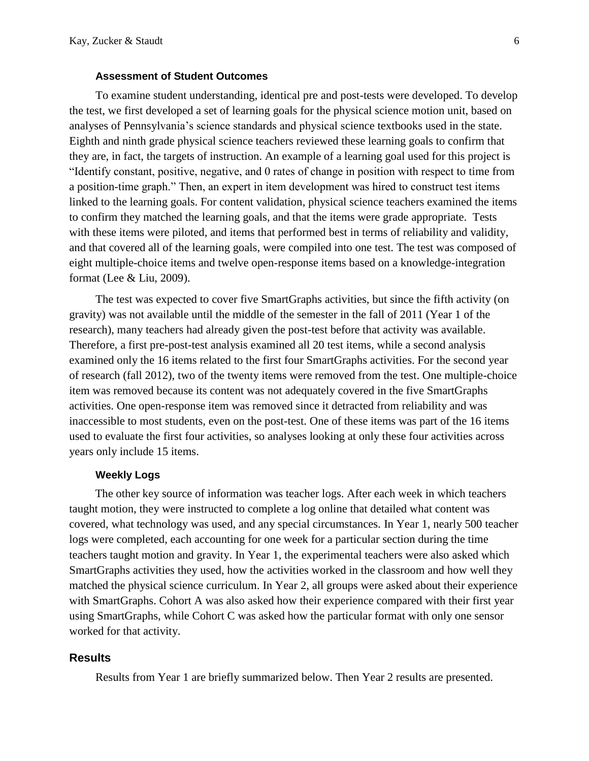### Assessment of Student Outcomes

To examine student understanding, identical pre and post-tests were developed. To develop the test, we first developed a set of learning goals for the physical science motion unit, based on analyses of Pennsylvania's science standards and physical science textbooks used in the state. Eighth and ninth grade physical science teachers reviewed these learning goals to confirm that they are, in fact, the targets of instruction. An example of a learning goal used for this project is "Identify constant, positive, negative, and 0 rates of change in position with respect to time from a position-time graph." Then, an expert in item development was hired to construct test items linked to the learning goals. For content validation, physical science teachers examined the items to confirm they matched the learning goals, and that the items were grade appropriate. Tests with these items were piloted, and items that performed best in terms of reliability and validity, and that covered all of the learning goals, were compiled into one test. The test was composed of eight multiple-choice items and twelve open-response items based on a knowledge-integration format (Lee & Liu, 2009).

The test was expected to cover five SmartGraphs activities, but since the fifth activity (on gravity) was not available until the middle of the semester in the fall of 2011 (Year 1 of the research), many teachers had already given the post-test before that activity was available. Therefore, a first pre-post-test analysis examined all 20 test items, while a second analysis examined only the 16 items related to the first four SmartGraphs activities. For the second year of research (fall 2012), two of the twenty items were removed from the test. One multiple-choice item was removed because its content was not adequately covered in the five SmartGraphs activities. One open-response item was removed since it detracted from reliability and was inaccessible to most students, even on the post-test. One of these items was part of the 16 items used to evaluate the first four activities, so analyses looking at only these four activities across years only include 15 items.

### Weekly Logs

The other key source of information was teacher logs. After each week in which teachers taught motion, they were instructed to complete a log online that detailed what content was covered, what technology was used, and any special circumstances. In Year 1, nearly 500 teacher logs were completed, each accounting for one week for a particular section during the time teachers taught motion and gravity. In Year 1, the experimental teachers were also asked which SmartGraphs activities they used, how the activities worked in the classroom and how well they matched the physical science curriculum. In Year 2, all groups were asked about their experience with SmartGraphs. Cohort A was also asked how their experience compared with their first year using SmartGraphs, while Cohort C was asked how the particular format with only one sensor worked for that activity.

## Results

Results from Year 1 are briefly summarized below. Then Year 2 results are presented.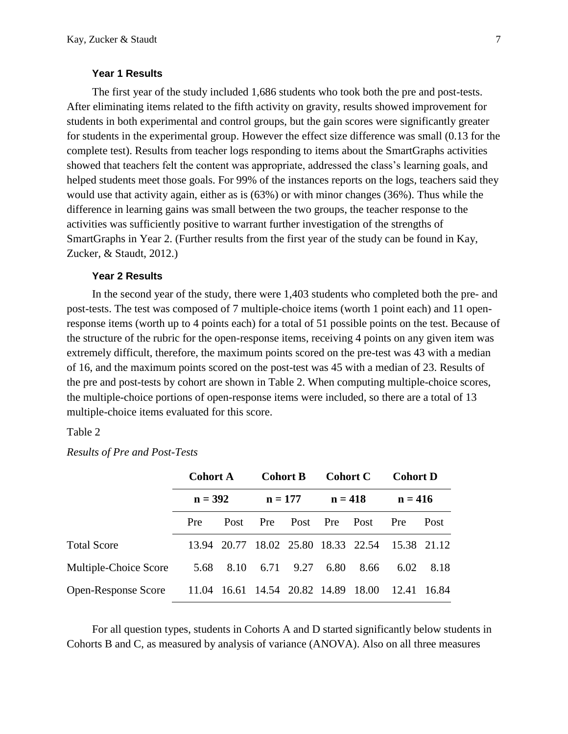### Year 1 Results

The first year of the study included 1,686 students who took both the pre and post-tests. After eliminating items related to the fifth activity on gravity, results showed improvement for students in both experimental and control groups, but the gain scores were significantly greater for students in the experimental group. However the effect size difference was small (0.13 for the complete test). Results from teacher logs responding to items about the SmartGraphs activities showed that teachers felt the content was appropriate, addressed the class's learning goals, and helped students meet those goals. For 99% of the instances reports on the logs, teachers said they would use that activity again, either as is (63%) or with minor changes (36%). Thus while the difference in learning gains was small between the two groups, the teacher response to the activities was sufficiently positive to warrant further investigation of the strengths of SmartGraphs in Year 2. (Further results from the first year of the study can be found in Kay, Zucker, & Staudt, 2012.)

### Year 2 Results

In the second year of the study, there were 1,403 students who completed both the pre- and post-tests. The test was composed of 7 multiple-choice items (worth 1 point each) and 11 open-response items (worth up to 4 points each) for a total of 51 possible points on the test. Because of the structure of the rubric for the open-response items, receiving 4 points on any given item was extremely difficult, therefore, the maximum points scored on the pre-test was 43 with a median of 16, and the maximum points scored on the post-test was 45 with a median of 23. Results of the pre and post-tests by cohort are shown in Table 2. When computing multiple-choice scores, the multiple-choice portions of open-response items were included, so there are a total of 13 multiple-choice items evaluated for this score.

Table 2

*Results of Pre and Post-Tests*

| | **Cohort A** | | **Cohort B** | | **Cohort C** | | **Cohort D** | |
|---|---|---|---|---|---|---|---|---|
| | **n = 392** | | **n = 177** | | **n = 418** | | **n = 416** | |
| | Pre | Post | Pre | Post | Pre | Post | Pre | Post |
| Total Score | 13.94 | 20.77 | 18.02 | 25.80 | 18.33 | 22.54 | 15.38 | 21.12 |
| Multiple-Choice Score | 5.68 | 8.10 | 6.71 | 9.27 | 6.80 | 8.66 | 6.02 | 8.18 |
| Open-Response Score | 11.04 | 16.61 | 14.54 | 20.82 | 14.89 | 18.00 | 12.41 | 16.84 |

For all question types, students in Cohorts A and D started significantly below students in Cohorts B and C, as measured by analysis of variance (ANOVA). Also on all three measures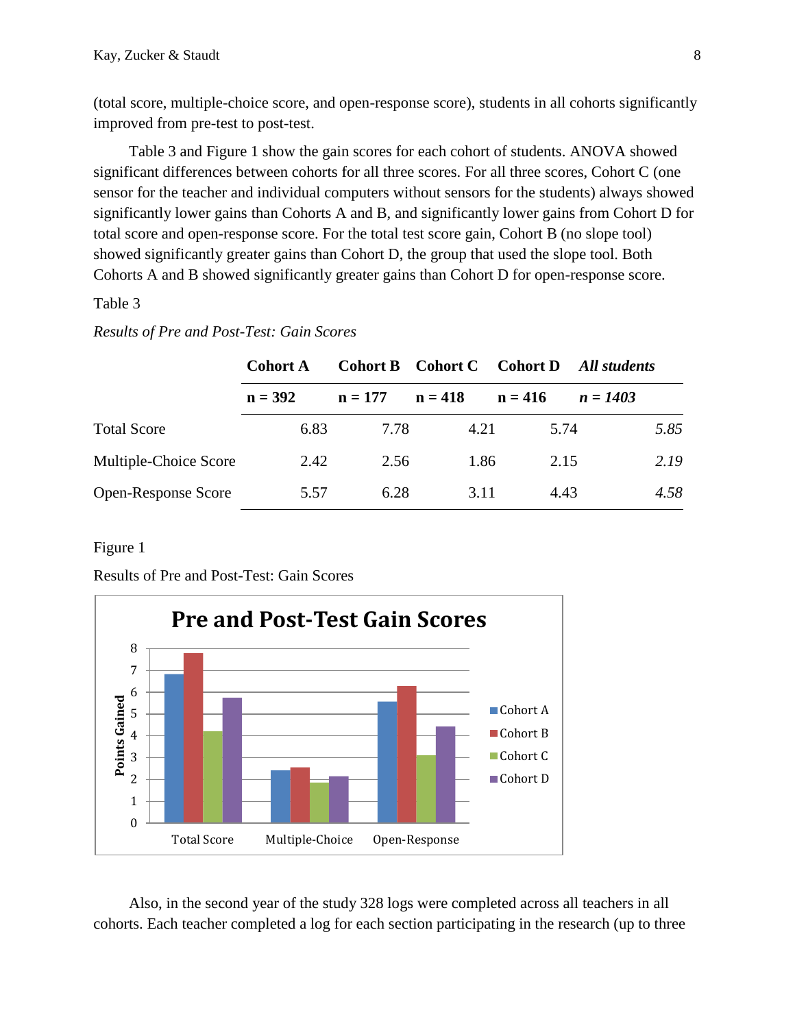(total score, multiple-choice score, and open-response score), students in all cohorts significantly improved from pre-test to post-test.

Table 3 and Figure 1 show the gain scores for each cohort of students. ANOVA showed significant differences between cohorts for all three scores. For all three scores, Cohort C (one sensor for the teacher and individual computers without sensors for the students) always showed significantly lower gains than Cohorts A and B, and significantly lower gains from Cohort D for total score and open-response score. For the total test score gain, Cohort B (no slope tool) showed significantly greater gains than Cohort D, the group that used the slope tool. Both Cohorts A and B showed significantly greater gains than Cohort D for open-response score.

Table 3

*Results of Pre and Post-Test: Gain Scores*

| | **Cohort A** | **Cohort B** | **Cohort C** | **Cohort D** | ***All students*** |
|---|---|---|---|---|---|
| | **n = 392** | **n = 177** | **n = 418** | **n = 416** | ***n = 1403*** |
| Total Score | 6.83 | 7.78 | 4.21 | 5.74 | *5.85* |
| Multiple-Choice Score | 2.42 | 2.56 | 1.86 | 2.15 | *2.19* |
| Open-Response Score | 5.57 | 6.28 | 3.11 | 4.43 | *4.58* |

Figure 1

Results of Pre and Post-Test: Gain Scores

Also, in the second year of the study 328 logs were completed across all teachers in all cohorts. Each teacher completed a log for each section participating in the research (up to three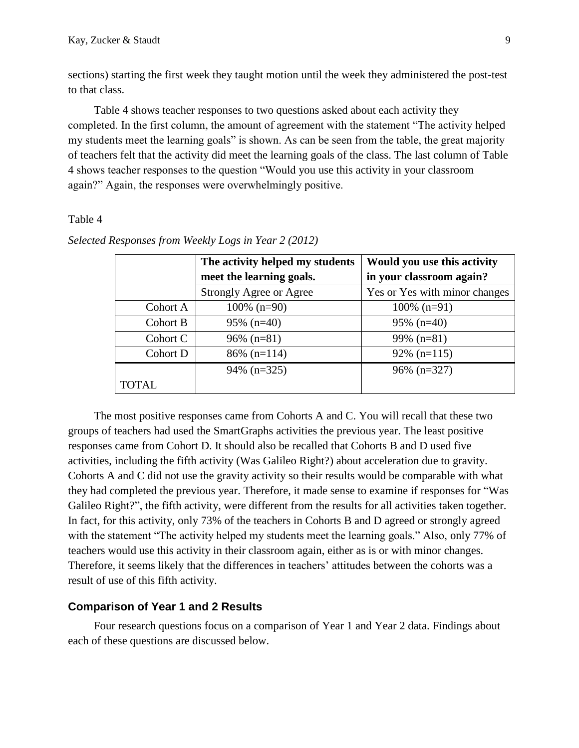sections) starting the first week they taught motion until the week they administered the post-test to that class.

Table 4 shows teacher responses to two questions asked about each activity they completed. In the first column, the amount of agreement with the statement "The activity helped my students meet the learning goals" is shown. As can be seen from the table, the great majority of teachers felt that the activity did meet the learning goals of the class. The last column of Table 4 shows teacher responses to the question "Would you use this activity in your classroom again?" Again, the responses were overwhelmingly positive.

Table 4

*Selected Responses from Weekly Logs in Year 2 (2012)*

| | **The activity helped my students meet the learning goals.** | **Would you use this activity in your classroom again?** |
|---|---|---|
| | Strongly Agree or Agree | Yes or Yes with minor changes |
| Cohort A | 100% (n=90) | 100% (n=91) |
| Cohort B | 95% (n=40) | 95% (n=40) |
| Cohort C | 96% (n=81) | 99% (n=81) |
| Cohort D | 86% (n=114) | 92% (n=115) |
| TOTAL | 94% (n=325) | 96% (n=327) |

The most positive responses came from Cohorts A and C. You will recall that these two groups of teachers had used the SmartGraphs activities the previous year. The least positive responses came from Cohort D. It should also be recalled that Cohorts B and D used five activities, including the fifth activity (Was Galileo Right?) about acceleration due to gravity. Cohorts A and C did not use the gravity activity so their results would be comparable with what they had completed the previous year. Therefore, it made sense to examine if responses for "Was Galileo Right?", the fifth activity, were different from the results for all activities taken together. In fact, for this activity, only 73% of the teachers in Cohorts B and D agreed or strongly agreed with the statement "The activity helped my students meet the learning goals." Also, only 77% of teachers would use this activity in their classroom again, either as is or with minor changes. Therefore, it seems likely that the differences in teachers' attitudes between the cohorts was a result of use of this fifth activity.

## Comparison of Year 1 and 2 Results

Four research questions focus on a comparison of Year 1 and Year 2 data. Findings about each of these questions are discussed below.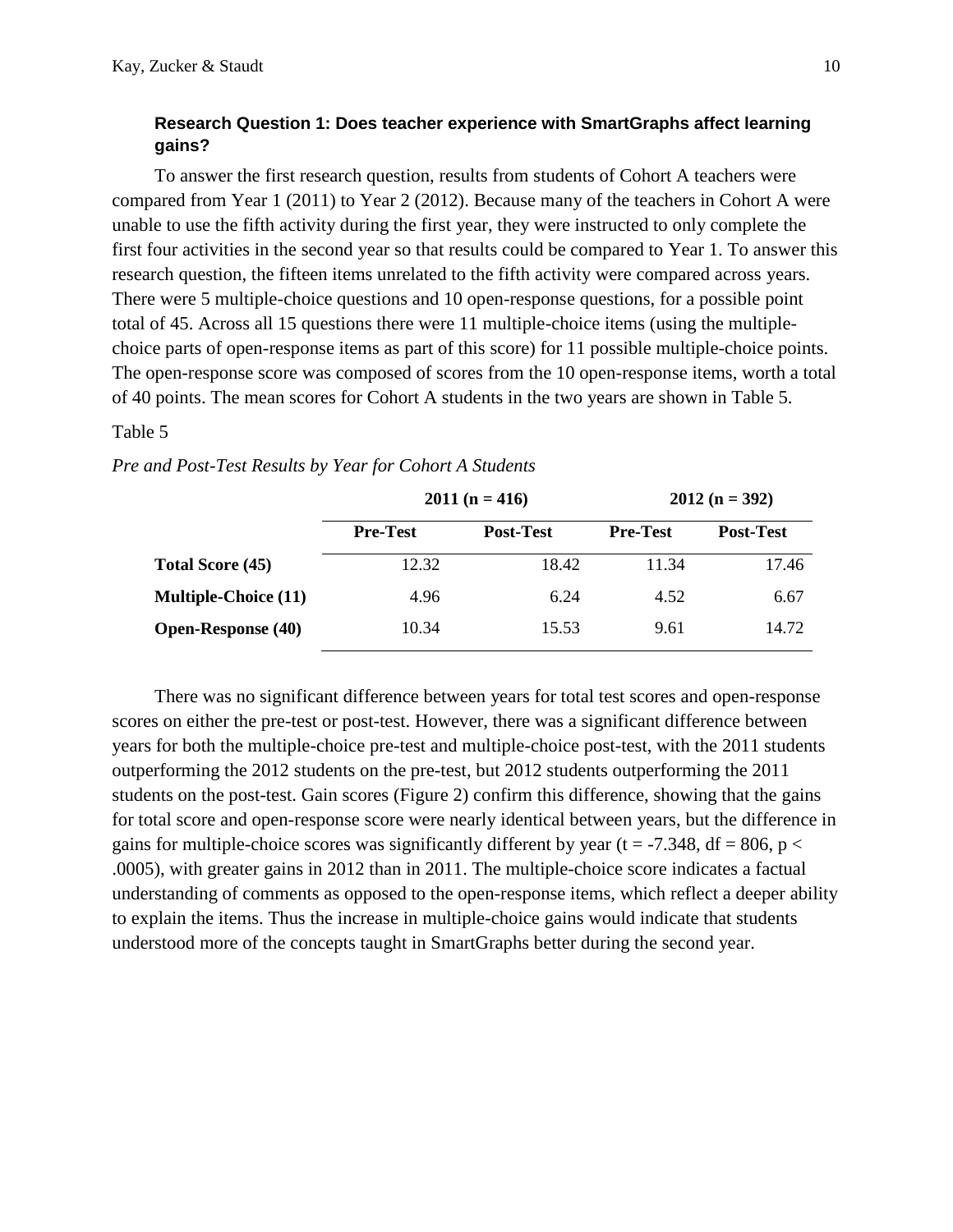### Research Question 1: Does teacher experience with SmartGraphs affect learning gains?

To answer the first research question, results from students of Cohort A teachers were compared from Year 1 (2011) to Year 2 (2012). Because many of the teachers in Cohort A were unable to use the fifth activity during the first year, they were instructed to only complete the first four activities in the second year so that results could be compared to Year 1. To answer this research question, the fifteen items unrelated to the fifth activity were compared across years. There were 5 multiple-choice questions and 10 open-response questions, for a possible point total of 45. Across all 15 questions there were 11 multiple-choice items (using the multiple-choice parts of open-response items as part of this score) for 11 possible multiple-choice points. The open-response score was composed of scores from the 10 open-response items, worth a total of 40 points. The mean scores for Cohort A students in the two years are shown in Table 5.

Table 5

*Pre and Post-Test Results by Year for Cohort A Students*

| | 2011 (n = 416) | | 2012 (n = 392) | |
|---|---|---|---|---|
| | **Pre-Test** | **Post-Test** | **Pre-Test** | **Post-Test** |
| **Total Score (45)** | 12.32 | 18.42 | 11.34 | 17.46 |
| **Multiple-Choice (11)** | 4.96 | 6.24 | 4.52 | 6.67 |
| **Open-Response (40)** | 10.34 | 15.53 | 9.61 | 14.72 |

There was no significant difference between years for total test scores and open-response scores on either the pre-test or post-test. However, there was a significant difference between years for both the multiple-choice pre-test and multiple-choice post-test, with the 2011 students outperforming the 2012 students on the pre-test, but 2012 students outperforming the 2011 students on the post-test. Gain scores (Figure 2) confirm this difference, showing that the gains for total score and open-response score were nearly identical between years, but the difference in gains for multiple-choice scores was significantly different by year ($t = -7.348$, $df = 806$, $p < .0005$), with greater gains in 2012 than in 2011. The multiple-choice score indicates a factual understanding of comments as opposed to the open-response items, which reflect a deeper ability to explain the items. Thus the increase in multiple-choice gains would indicate that students understood more of the concepts taught in SmartGraphs better during the second year.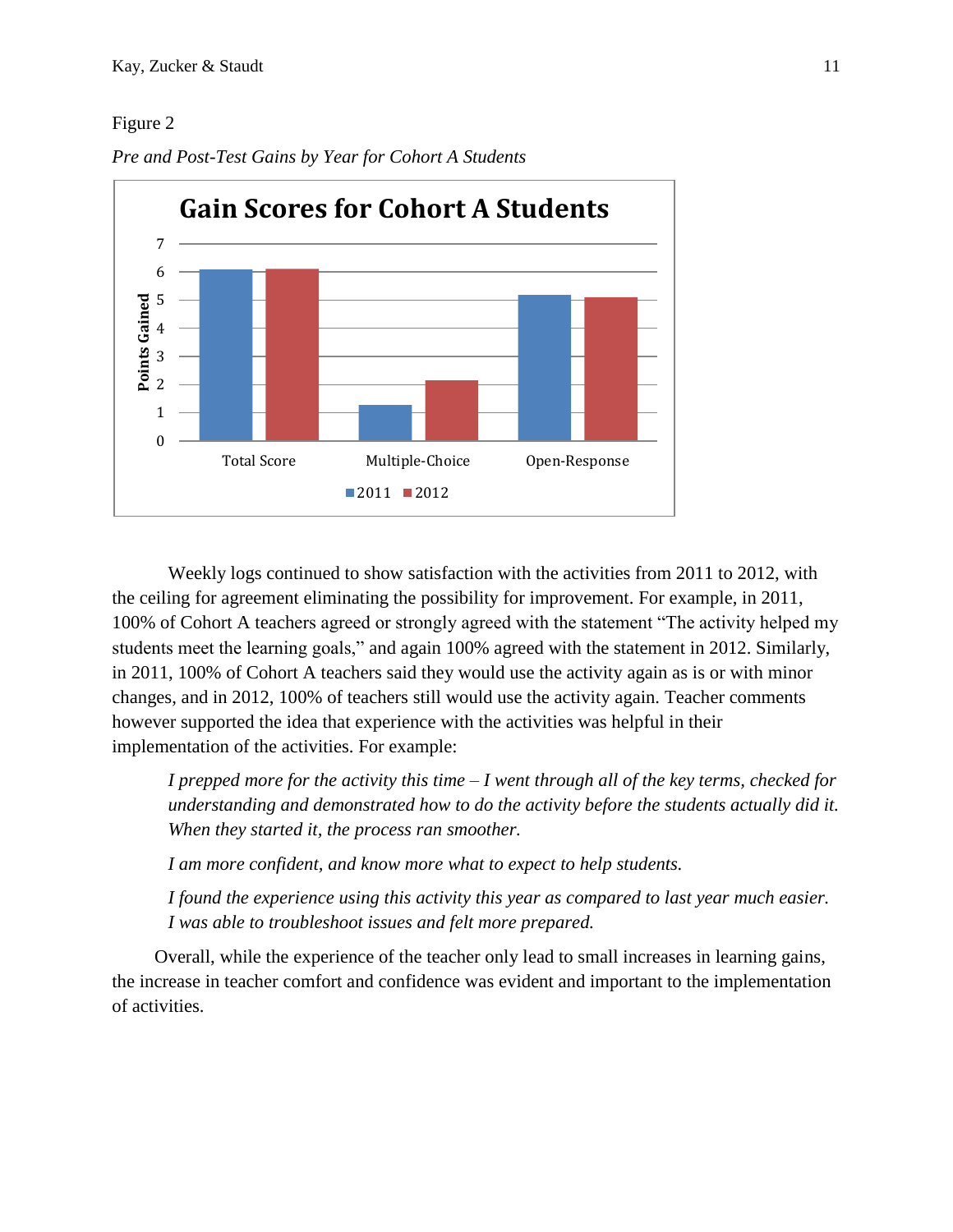Figure 2

*Pre and Post-Test Gains by Year for Cohort A Students*

Weekly logs continued to show satisfaction with the activities from 2011 to 2012, with the ceiling for agreement eliminating the possibility for improvement. For example, in 2011, 100% of Cohort A teachers agreed or strongly agreed with the statement "The activity helped my students meet the learning goals," and again 100% agreed with the statement in 2012. Similarly, in 2011, 100% of Cohort A teachers said they would use the activity again as is or with minor changes, and in 2012, 100% of teachers still would use the activity again. Teacher comments however supported the idea that experience with the activities was helpful in their implementation of the activities. For example:

> *I prepped more for the activity this time – I went through all of the key terms, checked for understanding and demonstrated how to do the activity before the students actually did it. When they started it, the process ran smoother.*
>
> *I am more confident, and know more what to expect to help students.*
>
> *I found the experience using this activity this year as compared to last year much easier. I was able to troubleshoot issues and felt more prepared.*

Overall, while the experience of the teacher only lead to small increases in learning gains, the increase in teacher comfort and confidence was evident and important to the implementation of activities.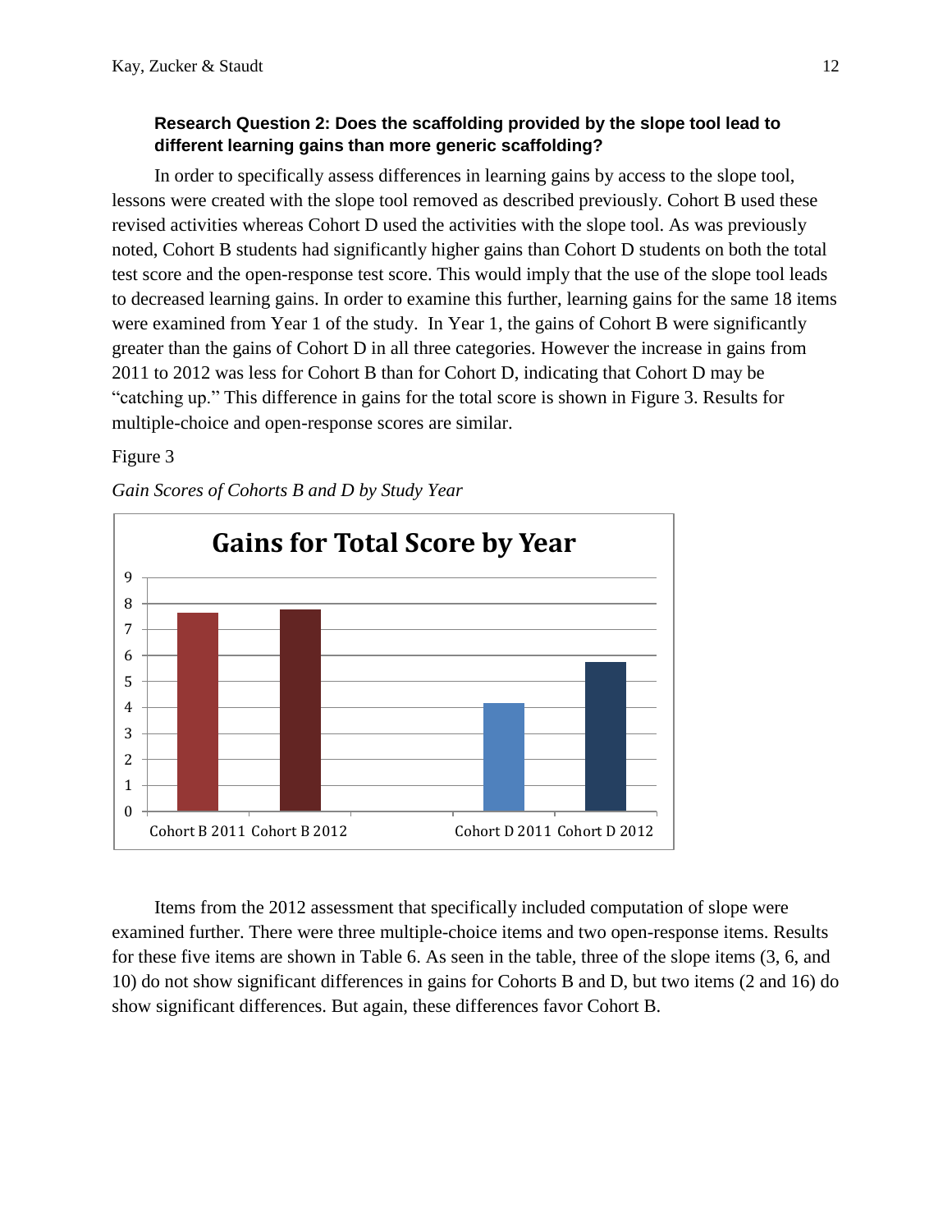**Research Question 2: Does the scaffolding provided by the slope tool lead to different learning gains than more generic scaffolding?**

In order to specifically assess differences in learning gains by access to the slope tool, lessons were created with the slope tool removed as described previously. Cohort B used these revised activities whereas Cohort D used the activities with the slope tool. As was previously noted, Cohort B students had significantly higher gains than Cohort D students on both the total test score and the open-response test score. This would imply that the use of the slope tool leads to decreased learning gains. In order to examine this further, learning gains for the same 18 items were examined from Year 1 of the study. In Year 1, the gains of Cohort B were significantly greater than the gains of Cohort D in all three categories. However the increase in gains from 2011 to 2012 was less for Cohort B than for Cohort D, indicating that Cohort D may be "catching up." This difference in gains for the total score is shown in Figure 3. Results for multiple-choice and open-response scores are similar.

Figure 3

*Gain Scores of Cohorts B and D by Study Year*

**Gains for Total Score by Year**

| | Gain (approx.) |
|---|---|
| Cohort B 2011 | 7.7 |
| Cohort B 2012 | 7.8 |
| Cohort D 2011 | 4.2 |
| Cohort D 2012 | 5.8 |

Items from the 2012 assessment that specifically included computation of slope were examined further. There were three multiple-choice items and two open-response items. Results for these five items are shown in Table 6. As seen in the table, three of the slope items (3, 6, and 10) do not show significant differences in gains for Cohorts B and D, but two items (2 and 16) do show significant differences. But again, these differences favor Cohort B.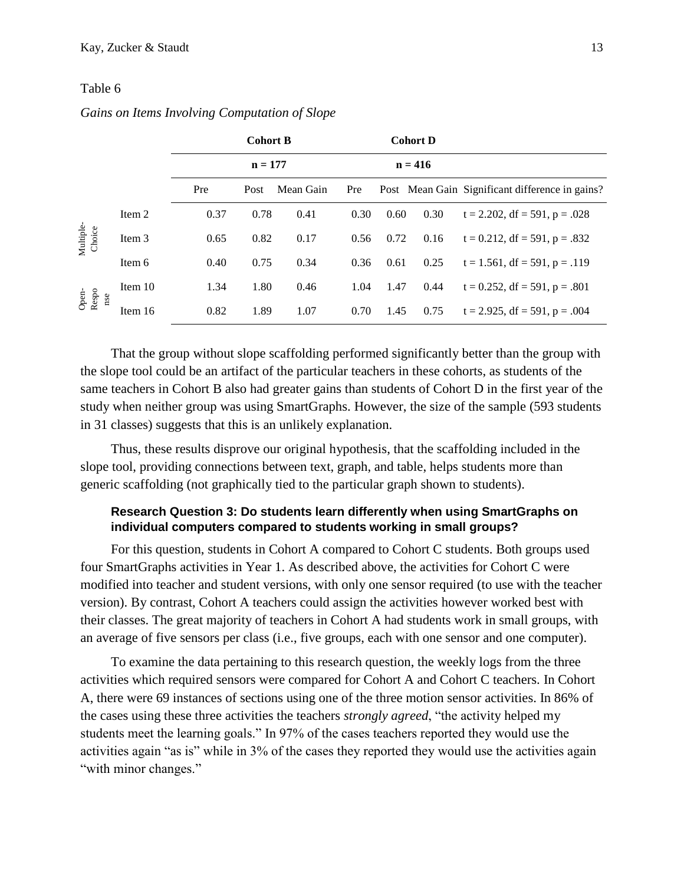Table 6

*Gains on Items Involving Computation of Slope*

| | | Cohort B | | | Cohort D | | | |
|---|---|---|---|---|---|---|---|---|
| | | n = 177 | | | n = 416 | | | |
| | | Pre | Post | Mean Gain | Pre | Post | Mean Gain | Significant difference in gains? |
| Multiple-Choice | Item 2 | 0.37 | 0.78 | 0.41 | 0.30 | 0.60 | 0.30 | t = 2.202, df = 591, p = .028 |
| | Item 3 | 0.65 | 0.82 | 0.17 | 0.56 | 0.72 | 0.16 | t = 0.212, df = 591, p = .832 |
| | Item 6 | 0.40 | 0.75 | 0.34 | 0.36 | 0.61 | 0.25 | t = 1.561, df = 591, p = .119 |
| Open-Response | Item 10 | 1.34 | 1.80 | 0.46 | 1.04 | 1.47 | 0.44 | t = 0.252, df = 591, p = .801 |
| | Item 16 | 0.82 | 1.89 | 1.07 | 0.70 | 1.45 | 0.75 | t = 2.925, df = 591, p = .004 |

That the group without slope scaffolding performed significantly better than the group with the slope tool could be an artifact of the particular teachers in these cohorts, as students of the same teachers in Cohort B also had greater gains than students of Cohort D in the first year of the study when neither group was using SmartGraphs. However, the size of the sample (593 students in 31 classes) suggests that this is an unlikely explanation.

Thus, these results disprove our original hypothesis, that the scaffolding included in the slope tool, providing connections between text, graph, and table, helps students more than generic scaffolding (not graphically tied to the particular graph shown to students).

### Research Question 3: Do students learn differently when using SmartGraphs on individual computers compared to students working in small groups?

For this question, students in Cohort A compared to Cohort C students. Both groups used four SmartGraphs activities in Year 1. As described above, the activities for Cohort C were modified into teacher and student versions, with only one sensor required (to use with the teacher version). By contrast, Cohort A teachers could assign the activities however worked best with their classes. The great majority of teachers in Cohort A had students work in small groups, with an average of five sensors per class (i.e., five groups, each with one sensor and one computer).

To examine the data pertaining to this research question, the weekly logs from the three activities which required sensors were compared for Cohort A and Cohort C teachers. In Cohort A, there were 69 instances of sections using one of the three motion sensor activities. In 86% of the cases using these three activities the teachers *strongly agreed*, "the activity helped my students meet the learning goals." In 97% of the cases teachers reported they would use the activities again "as is" while in 3% of the cases they reported they would use the activities again "with minor changes."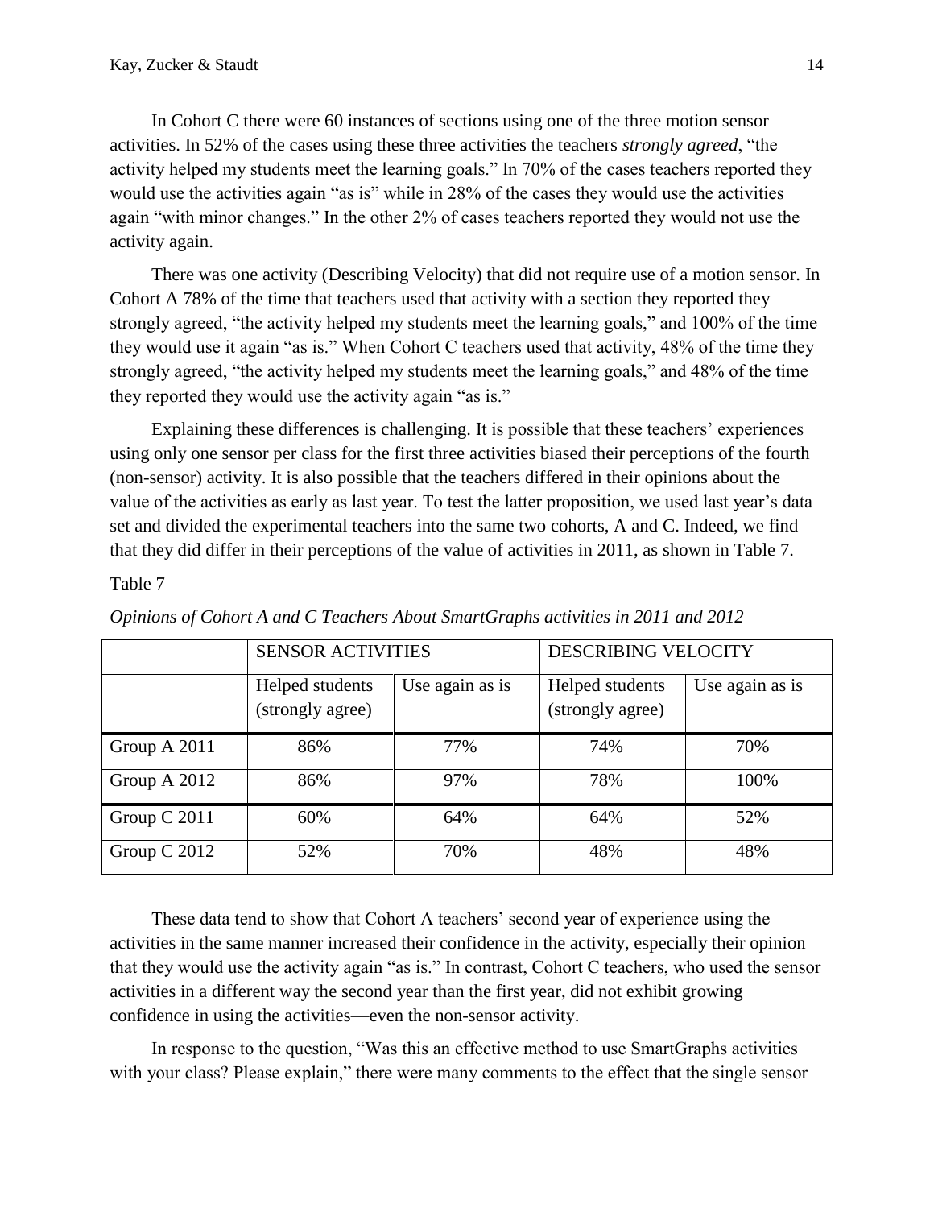In Cohort C there were 60 instances of sections using one of the three motion sensor activities. In 52% of the cases using these three activities the teachers *strongly agreed*, "the activity helped my students meet the learning goals." In 70% of the cases teachers reported they would use the activities again "as is" while in 28% of the cases they would use the activities again "with minor changes." In the other 2% of cases teachers reported they would not use the activity again.

There was one activity (Describing Velocity) that did not require use of a motion sensor. In Cohort A 78% of the time that teachers used that activity with a section they reported they strongly agreed, "the activity helped my students meet the learning goals," and 100% of the time they would use it again "as is." When Cohort C teachers used that activity, 48% of the time they strongly agreed, "the activity helped my students meet the learning goals," and 48% of the time they reported they would use the activity again "as is."

Explaining these differences is challenging. It is possible that these teachers' experiences using only one sensor per class for the first three activities biased their perceptions of the fourth (non-sensor) activity. It is also possible that the teachers differed in their opinions about the value of the activities as early as last year. To test the latter proposition, we used last year's data set and divided the experimental teachers into the same two cohorts, A and C. Indeed, we find that they did differ in their perceptions of the value of activities in 2011, as shown in Table 7.

Table 7

*Opinions of Cohort A and C Teachers About SmartGraphs activities in 2011 and 2012*

| | SENSOR ACTIVITIES | | DESCRIBING VELOCITY | |
|---|---|---|---|---|
| | Helped students (strongly agree) | Use again as is | Helped students (strongly agree) | Use again as is |
| Group A 2011 | 86% | 77% | 74% | 70% |
| Group A 2012 | 86% | 97% | 78% | 100% |
| Group C 2011 | 60% | 64% | 64% | 52% |
| Group C 2012 | 52% | 70% | 48% | 48% |

These data tend to show that Cohort A teachers' second year of experience using the activities in the same manner increased their confidence in the activity, especially their opinion that they would use the activity again "as is." In contrast, Cohort C teachers, who used the sensor activities in a different way the second year than the first year, did not exhibit growing confidence in using the activities—even the non-sensor activity.

In response to the question, "Was this an effective method to use SmartGraphs activities with your class? Please explain," there were many comments to the effect that the single sensor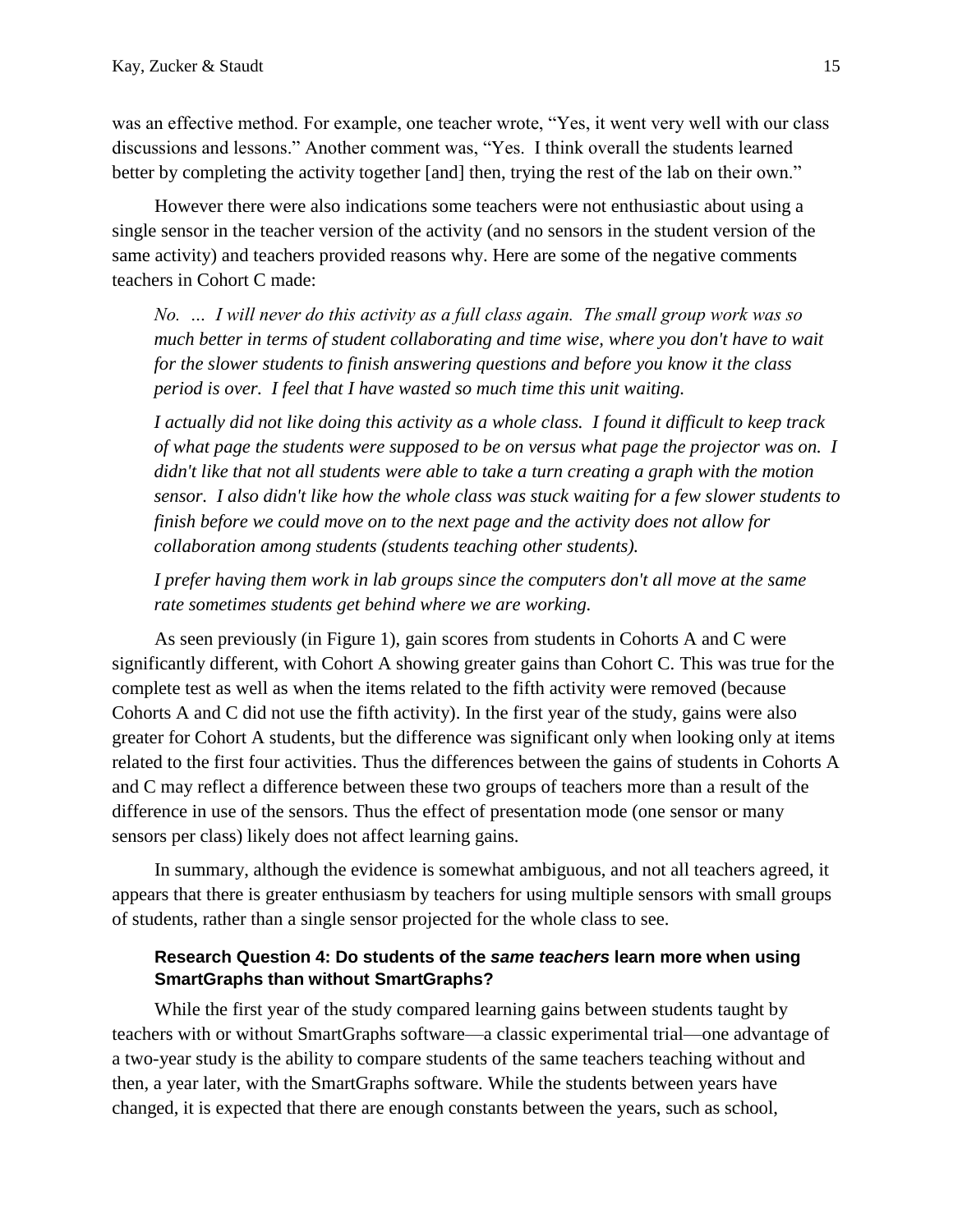was an effective method. For example, one teacher wrote, "Yes, it went very well with our class discussions and lessons." Another comment was, "Yes. I think overall the students learned better by completing the activity together [and] then, trying the rest of the lab on their own."

However there were also indications some teachers were not enthusiastic about using a single sensor in the teacher version of the activity (and no sensors in the student version of the same activity) and teachers provided reasons why. Here are some of the negative comments teachers in Cohort C made:

> *No. … I will never do this activity as a full class again. The small group work was so much better in terms of student collaborating and time wise, where you don't have to wait for the slower students to finish answering questions and before you know it the class period is over. I feel that I have wasted so much time this unit waiting.*

> *I actually did not like doing this activity as a whole class. I found it difficult to keep track of what page the students were supposed to be on versus what page the projector was on. I didn't like that not all students were able to take a turn creating a graph with the motion sensor. I also didn't like how the whole class was stuck waiting for a few slower students to finish before we could move on to the next page and the activity does not allow for collaboration among students (students teaching other students).*

> *I prefer having them work in lab groups since the computers don't all move at the same rate sometimes students get behind where we are working.*

As seen previously (in Figure 1), gain scores from students in Cohorts A and C were significantly different, with Cohort A showing greater gains than Cohort C. This was true for the complete test as well as when the items related to the fifth activity were removed (because Cohorts A and C did not use the fifth activity). In the first year of the study, gains were also greater for Cohort A students, but the difference was significant only when looking only at items related to the first four activities. Thus the differences between the gains of students in Cohorts A and C may reflect a difference between these two groups of teachers more than a result of the difference in use of the sensors. Thus the effect of presentation mode (one sensor or many sensors per class) likely does not affect learning gains.

In summary, although the evidence is somewhat ambiguous, and not all teachers agreed, it appears that there is greater enthusiasm by teachers for using multiple sensors with small groups of students, rather than a single sensor projected for the whole class to see.

### Research Question 4: Do students of the *same teachers* learn more when using SmartGraphs than without SmartGraphs?

While the first year of the study compared learning gains between students taught by teachers with or without SmartGraphs software—a classic experimental trial—one advantage of a two-year study is the ability to compare students of the same teachers teaching without and then, a year later, with the SmartGraphs software. While the students between years have changed, it is expected that there are enough constants between the years, such as school,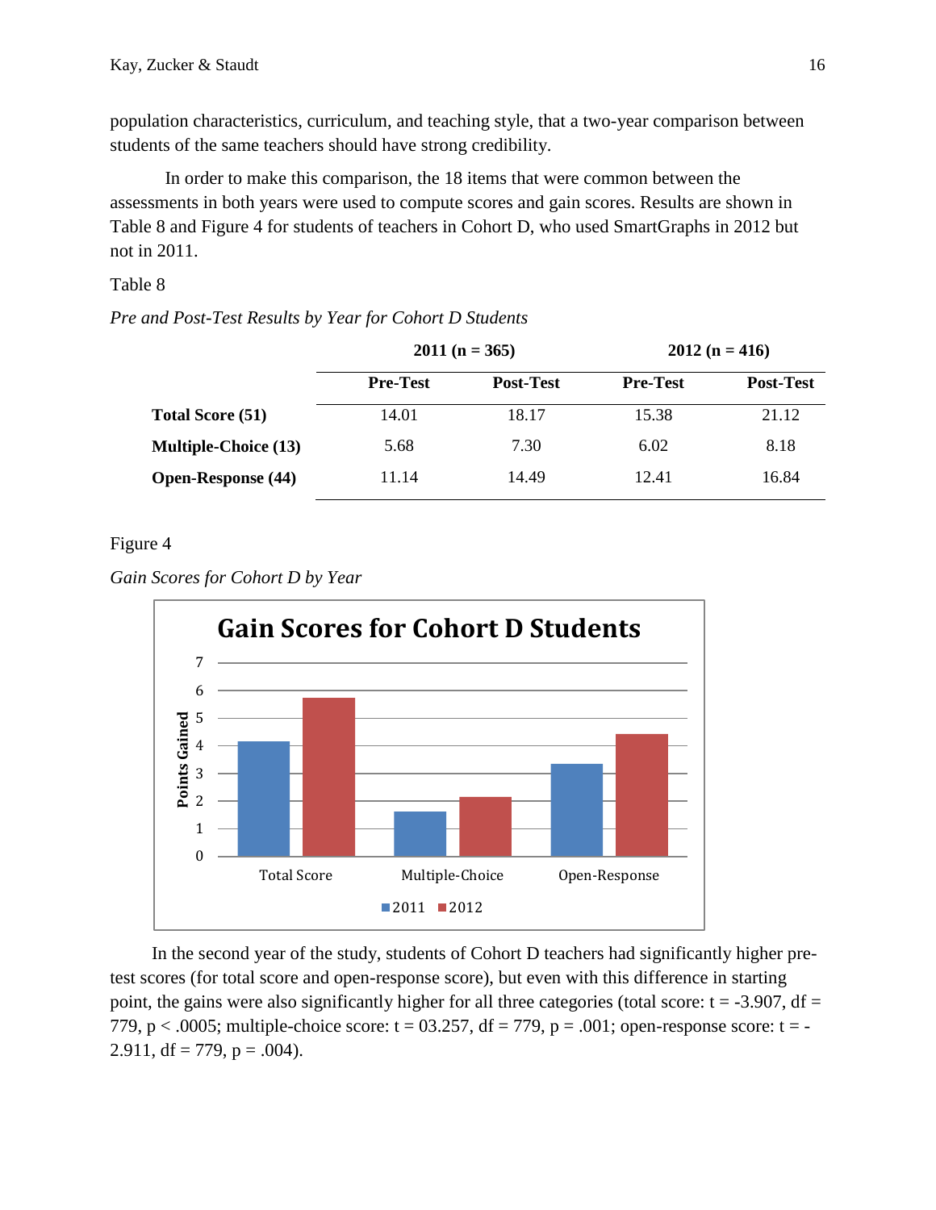population characteristics, curriculum, and teaching style, that a two-year comparison between students of the same teachers should have strong credibility.

In order to make this comparison, the 18 items that were common between the assessments in both years were used to compute scores and gain scores. Results are shown in Table 8 and Figure 4 for students of teachers in Cohort D, who used SmartGraphs in 2012 but not in 2011.

Table 8

*Pre and Post-Test Results by Year for Cohort D Students*

| | **2011 (n = 365)** | | **2012 (n = 416)** | |
|---|---|---|---|---|
| | **Pre-Test** | **Post-Test** | **Pre-Test** | **Post-Test** |
| **Total Score (51)** | 14.01 | 18.17 | 15.38 | 21.12 |
| **Multiple-Choice (13)** | 5.68 | 7.30 | 6.02 | 8.18 |
| **Open-Response (44)** | 11.14 | 14.49 | 12.41 | 16.84 |

Figure 4

*Gain Scores for Cohort D by Year*

In the second year of the study, students of Cohort D teachers had significantly higher pre-test scores (for total score and open-response score), but even with this difference in starting point, the gains were also significantly higher for all three categories (total score: $t = -3.907$, $df = 779$, $p < .0005$; multiple-choice score: $t = 03.257$, $df = 779$, $p = .001$; open-response score: $t = -2.911$, $df = 779$, $p = .004$).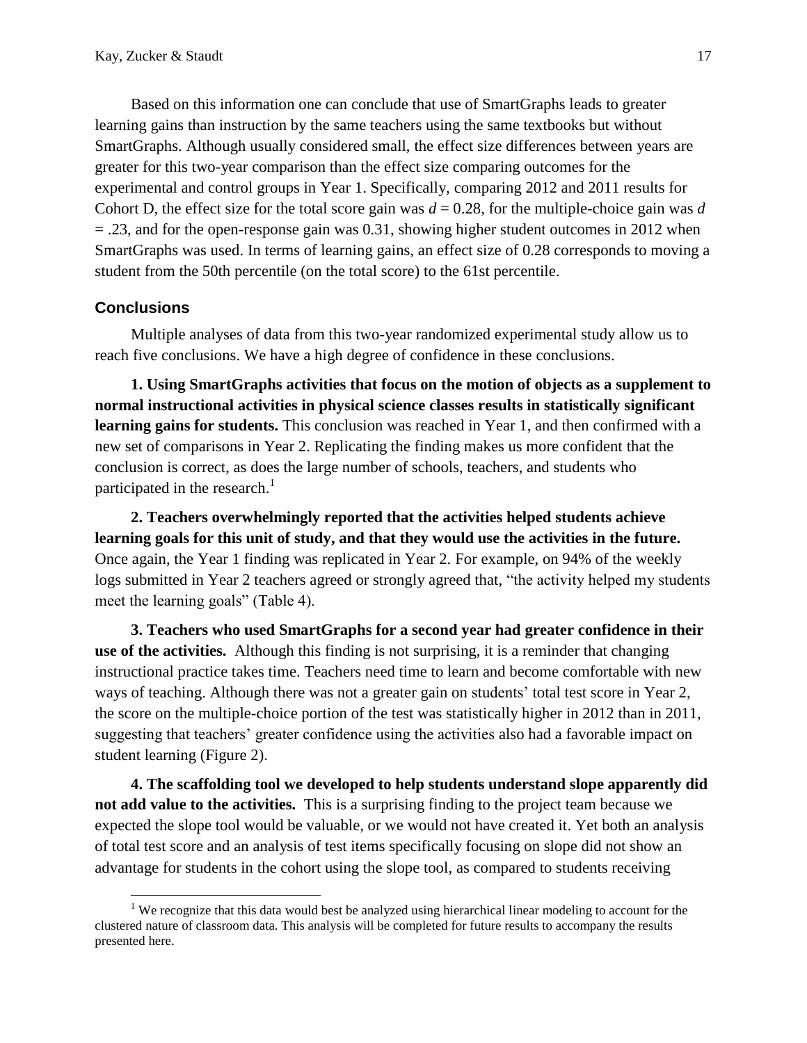Based on this information one can conclude that use of SmartGraphs leads to greater learning gains than instruction by the same teachers using the same textbooks but without SmartGraphs. Although usually considered small, the effect size differences between years are greater for this two-year comparison than the effect size comparing outcomes for the experimental and control groups in Year 1. Specifically, comparing 2012 and 2011 results for Cohort D, the effect size for the total score gain was $d = 0.28$, for the multiple-choice gain was $d = .23$, and for the open-response gain was 0.31, showing higher student outcomes in 2012 when SmartGraphs was used. In terms of learning gains, an effect size of 0.28 corresponds to moving a student from the 50th percentile (on the total score) to the 61st percentile.

## Conclusions

Multiple analyses of data from this two-year randomized experimental study allow us to reach five conclusions. We have a high degree of confidence in these conclusions.

**1. Using SmartGraphs activities that focus on the motion of objects as a supplement to normal instructional activities in physical science classes results in statistically significant learning gains for students.** This conclusion was reached in Year 1, and then confirmed with a new set of comparisons in Year 2. Replicating the finding makes us more confident that the conclusion is correct, as does the large number of schools, teachers, and students who participated in the research.[1]

**2. Teachers overwhelmingly reported that the activities helped students achieve learning goals for this unit of study, and that they would use the activities in the future.** Once again, the Year 1 finding was replicated in Year 2. For example, on 94% of the weekly logs submitted in Year 2 teachers agreed or strongly agreed that, "the activity helped my students meet the learning goals" (Table 4).

**3. Teachers who used SmartGraphs for a second year had greater confidence in their use of the activities.** Although this finding is not surprising, it is a reminder that changing instructional practice takes time. Teachers need time to learn and become comfortable with new ways of teaching. Although there was not a greater gain on students' total test score in Year 2, the score on the multiple-choice portion of the test was statistically higher in 2012 than in 2011, suggesting that teachers' greater confidence using the activities also had a favorable impact on student learning (Figure 2).

**4. The scaffolding tool we developed to help students understand slope apparently did not add value to the activities.** This is a surprising finding to the project team because we expected the slope tool would be valuable, or we would not have created it. Yet both an analysis of total test score and an analysis of test items specifically focusing on slope did not show an advantage for students in the cohort using the slope tool, as compared to students receiving

[1] We recognize that this data would best be analyzed using hierarchical linear modeling to account for the clustered nature of classroom data. This analysis will be completed for future results to accompany the results presented here.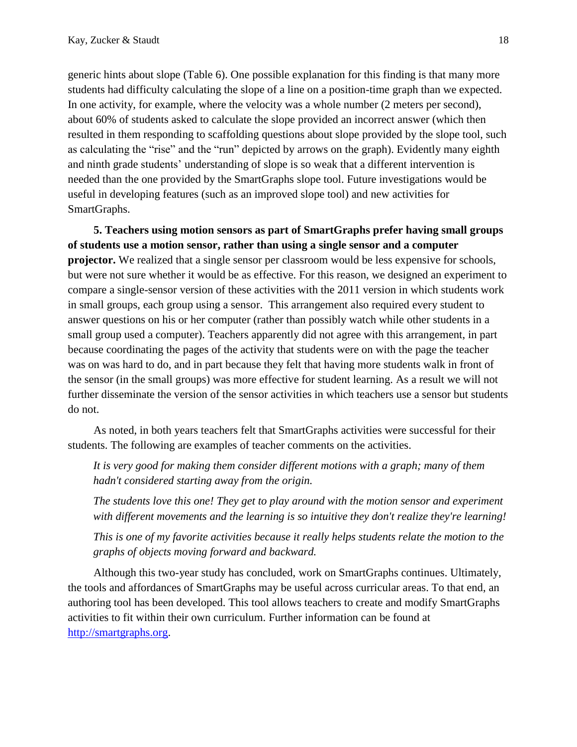generic hints about slope (Table 6). One possible explanation for this finding is that many more students had difficulty calculating the slope of a line on a position-time graph than we expected. In one activity, for example, where the velocity was a whole number (2 meters per second), about 60% of students asked to calculate the slope provided an incorrect answer (which then resulted in them responding to scaffolding questions about slope provided by the slope tool, such as calculating the "rise" and the "run" depicted by arrows on the graph). Evidently many eighth and ninth grade students' understanding of slope is so weak that a different intervention is needed than the one provided by the SmartGraphs slope tool. Future investigations would be useful in developing features (such as an improved slope tool) and new activities for SmartGraphs.

**5. Teachers using motion sensors as part of SmartGraphs prefer having small groups of students use a motion sensor, rather than using a single sensor and a computer projector.** We realized that a single sensor per classroom would be less expensive for schools, but were not sure whether it would be as effective. For this reason, we designed an experiment to compare a single-sensor version of these activities with the 2011 version in which students work in small groups, each group using a sensor. This arrangement also required every student to answer questions on his or her computer (rather than possibly watch while other students in a small group used a computer). Teachers apparently did not agree with this arrangement, in part because coordinating the pages of the activity that students were on with the page the teacher was on was hard to do, and in part because they felt that having more students walk in front of the sensor (in the small groups) was more effective for student learning. As a result we will not further disseminate the version of the sensor activities in which teachers use a sensor but students do not.

As noted, in both years teachers felt that SmartGraphs activities were successful for their students. The following are examples of teacher comments on the activities.

> *It is very good for making them consider different motions with a graph; many of them hadn't considered starting away from the origin.*
>
> *The students love this one! They get to play around with the motion sensor and experiment with different movements and the learning is so intuitive they don't realize they're learning!*
>
> *This is one of my favorite activities because it really helps students relate the motion to the graphs of objects moving forward and backward.*

Although this two-year study has concluded, work on SmartGraphs continues. Ultimately, the tools and affordances of SmartGraphs may be useful across curricular areas. To that end, an authoring tool has been developed. This tool allows teachers to create and modify SmartGraphs activities to fit within their own curriculum. Further information can be found at [http://smartgraphs.org](http://smartgraphs.org).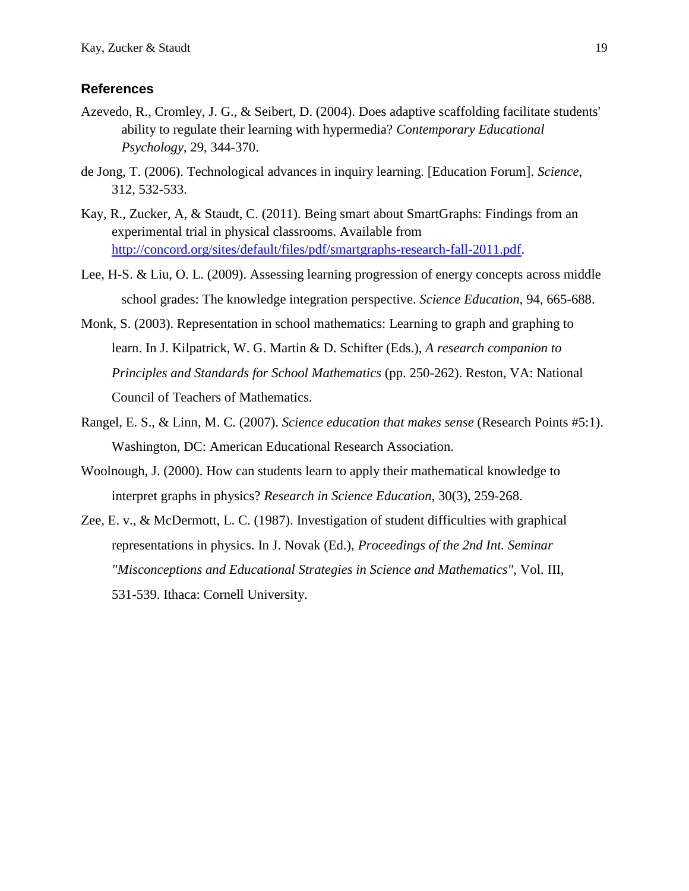## References

Azevedo, R., Cromley, J. G., & Seibert, D. (2004). Does adaptive scaffolding facilitate students' ability to regulate their learning with hypermedia? *Contemporary Educational Psychology*, 29, 344-370.

de Jong, T. (2006). Technological advances in inquiry learning. [Education Forum]. *Science*, 312, 532-533.

Kay, R., Zucker, A, & Staudt, C. (2011). Being smart about SmartGraphs: Findings from an experimental trial in physical classrooms. Available from [http://concord.org/sites/default/files/pdf/smartgraphs-research-fall-2011.pdf](http://concord.org/sites/default/files/pdf/smartgraphs-research-fall-2011.pdf).

Lee, H-S. & Liu, O. L. (2009). Assessing learning progression of energy concepts across middle school grades: The knowledge integration perspective. *Science Education*, 94, 665-688.

Monk, S. (2003). Representation in school mathematics: Learning to graph and graphing to learn. In J. Kilpatrick, W. G. Martin & D. Schifter (Eds.), *A research companion to Principles and Standards for School Mathematics* (pp. 250-262). Reston, VA: National Council of Teachers of Mathematics.

Rangel, E. S., & Linn, M. C. (2007). *Science education that makes sense* (Research Points #5:1). Washington, DC: American Educational Research Association.

Woolnough, J. (2000). How can students learn to apply their mathematical knowledge to interpret graphs in physics? *Research in Science Education*, 30(3), 259-268.

Zee, E. v., & McDermott, L. C. (1987). Investigation of student difficulties with graphical representations in physics. In J. Novak (Ed.), *Proceedings of the 2nd Int. Seminar "Misconceptions and Educational Strategies in Science and Mathematics"*, Vol. III, 531-539. Ithaca: Cornell University.